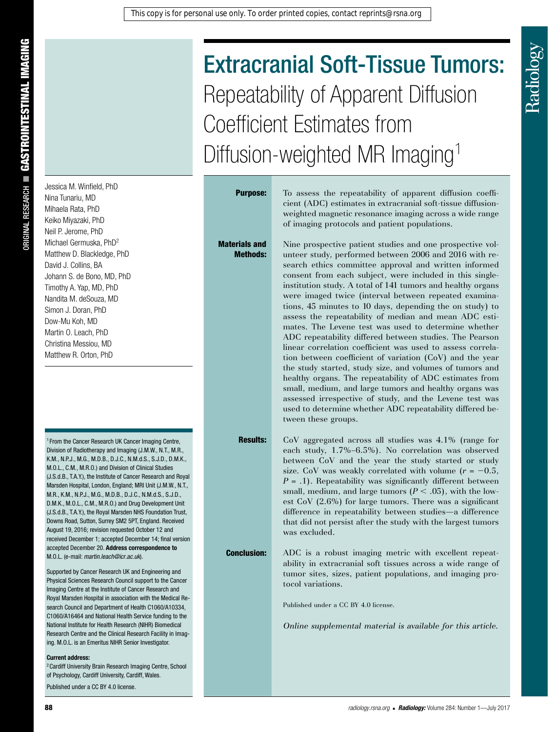# Extracranial Soft-Tissue Tumors: Repeatability of Apparent Diffusion Coefficient Estimates from Diffusion-weighted MR Imaging[1]

Jessica M. Winfield, PhD
Nina Tunariu, MD
Mihaela Rata, PhD
Keiko Miyazaki, PhD
Neil P. Jerome, PhD
Michael Germuska, PhD[2]
Matthew D. Blackledge, PhD
David J. Collins, BA
Johann S. de Bono, MD, PhD
Timothy A. Yap, MD, PhD
Nandita M. deSouza, MD
Simon J. Doran, PhD
Dow-Mu Koh, MD
Martin O. Leach, PhD
Christina Messiou, MD
Matthew R. Orton, PhD

**Purpose:** To assess the repeatability of apparent diffusion coefficient (ADC) estimates in extracranial soft-tissue diffusion-weighted magnetic resonance imaging across a wide range of imaging protocols and patient populations.

**Materials and Methods:** Nine prospective patient studies and one prospective volunteer study, performed between 2006 and 2016 with research ethics committee approval and written informed consent from each subject, were included in this single-institution study. A total of 141 tumors and healthy organs were imaged twice (interval between repeated examinations, 45 minutes to 10 days, depending the on study) to assess the repeatability of median and mean ADC estimates. The Levene test was used to determine whether ADC repeatability differed between studies. The Pearson linear correlation coefficient was used to assess correlation between coefficient of variation (CoV) and the year the study started, study size, and volumes of tumors and healthy organs. The repeatability of ADC estimates from small, medium, and large tumors and healthy organs was assessed irrespective of study, and the Levene test was used to determine whether ADC repeatability differed between these groups.

**Results:** CoV aggregated across all studies was 4.1% (range for each study, 1.7%–6.5%). No correlation was observed between CoV and the year the study started or study size. CoV was weakly correlated with volume ($r = -0.5$, $P = .1$). Repeatability was significantly different between small, medium, and large tumors ($P < .05$), with the lowest CoV (2.6%) for large tumors. There was a significant difference in repeatability between studies—a difference that did not persist after the study with the largest tumors was excluded.

**Conclusion:** ADC is a robust imaging metric with excellent repeatability in extracranial soft tissues across a wide range of tumor sites, sizes, patient populations, and imaging protocol variations.

Published under a CC BY 4.0 license.

*Online supplemental material is available for this article.*

[1] From the Cancer Research UK Cancer Imaging Centre, Division of Radiotherapy and Imaging (J.M.W., N.T., M.R., K.M., N.P.J., M.G., M.D.B., D.J.C., N.M.d.S., S.J.D., D.M.K., M.O.L., C.M., M.R.O.) and Division of Clinical Studies (J.S.d.B., T.A.Y.), the Institute of Cancer Research and Royal Marsden Hospital, London, England; MRI Unit (J.M.W., N.T., M.R., K.M., N.P.J., M.G., M.D.B., D.J.C., N.M.d.S., S.J.D., D.M.K., M.O.L., C.M., M.R.O.) and Drug Development Unit (J.S.d.B., T.A.Y.), the Royal Marsden NHS Foundation Trust, Downs Road, Sutton, Surrey SM2 5PT, England. Received August 19, 2016; revision requested October 12 and received December 1; accepted December 14; final version accepted December 20. **Address correspondence to** M.O.L. (e-mail: *martin.leach@icr.ac.uk*).

Supported by Cancer Research UK and Engineering and Physical Sciences Research Council support to the Cancer Imaging Centre at the Institute of Cancer Research and Royal Marsden Hospital in association with the Medical Research Council and Department of Health C1060/A10334, C1060/A16464 and National Health Service funding to the National Institute for Health Research (NIHR) Biomedical Research Centre and the Clinical Research Facility in Imaging. M.O.L. is an Emeritus NIHR Senior Investigator.

**Current address:**
[2] Cardiff University Brain Research Imaging Centre, School of Psychology, Cardiff University, Cardiff, Wales.

Published under a CC BY 4.0 license.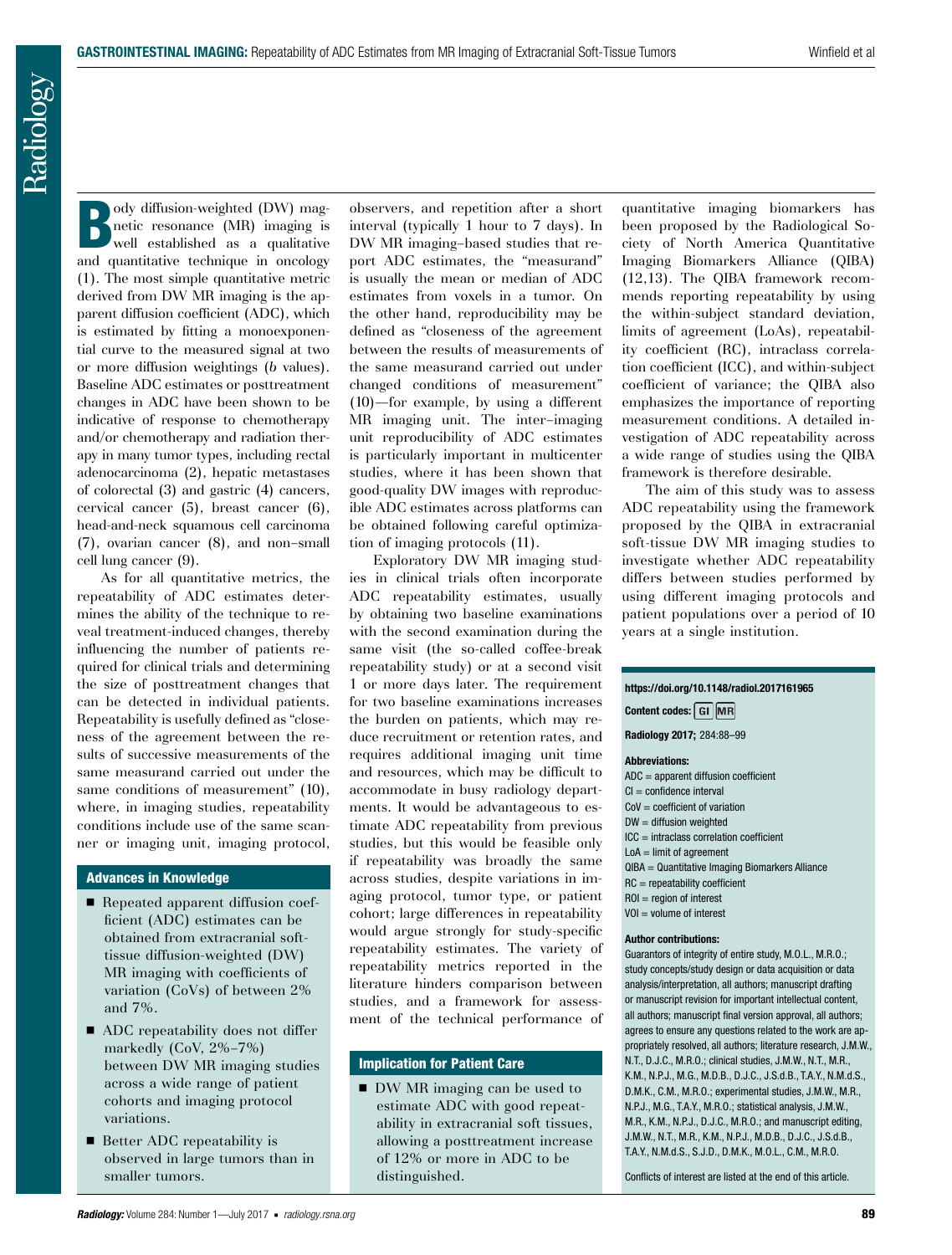Body diffusion-weighted (DW) magnetic resonance (MR) imaging is well established as a qualitative and quantitative technique in oncology (1). The most simple quantitative metric derived from DW MR imaging is the apparent diffusion coefficient (ADC), which is estimated by fitting a monoexponential curve to the measured signal at two or more diffusion weightings (*b* values). Baseline ADC estimates or posttreatment changes in ADC have been shown to be indicative of response to chemotherapy and/or chemotherapy and radiation therapy in many tumor types, including rectal adenocarcinoma (2), hepatic metastases of colorectal (3) and gastric (4) cancers, cervical cancer (5), breast cancer (6), head-and-neck squamous cell carcinoma (7), ovarian cancer (8), and non–small cell lung cancer (9).

As for all quantitative metrics, the repeatability of ADC estimates determines the ability of the technique to reveal treatment-induced changes, thereby influencing the number of patients required for clinical trials and determining the size of posttreatment changes that can be detected in individual patients. Repeatability is usefully defined as "closeness of the agreement between the results of successive measurements of the same measurand carried out under the same conditions of measurement" (10), where, in imaging studies, repeatability conditions include use of the same scanner or imaging unit, imaging protocol, observers, and repetition after a short interval (typically 1 hour to 7 days). In DW MR imaging–based studies that report ADC estimates, the "measurand" is usually the mean or median of ADC estimates from voxels in a tumor. On the other hand, reproducibility may be defined as "closeness of the agreement between the results of measurements of the same measurand carried out under changed conditions of measurement" (10)—for example, by using a different MR imaging unit. The inter–imaging unit reproducibility of ADC estimates is particularly important in multicenter studies, where it has been shown that good-quality DW images with reproducible ADC estimates across platforms can be obtained following careful optimization of imaging protocols (11).

Exploratory DW MR imaging studies in clinical trials often incorporate ADC repeatability estimates, usually by obtaining two baseline examinations with the second examination during the same visit (the so-called coffee-break repeatability study) or at a second visit 1 or more days later. The requirement for two baseline examinations increases the burden on patients, which may reduce recruitment or retention rates, and requires additional imaging unit time and resources, which may be difficult to accommodate in busy radiology departments. It would be advantageous to estimate ADC repeatability from previous studies, but this would be feasible only if repeatability was broadly the same across studies, despite variations in imaging protocol, tumor type, or patient cohort; large differences in repeatability would argue strongly for study-specific repeatability estimates. The variety of repeatability metrics reported in the literature hinders comparison between studies, and a framework for assessment of the technical performance of quantitative imaging biomarkers has been proposed by the Radiological Society of North America Quantitative Imaging Biomarkers Alliance (QIBA) (12,13). The QIBA framework recommends reporting repeatability by using the within-subject standard deviation, limits of agreement (LoAs), repeatability coefficient (RC), intraclass correlation coefficient (ICC), and within-subject coefficient of variance; the QIBA also emphasizes the importance of reporting measurement conditions. A detailed investigation of ADC repeatability across a wide range of studies using the QIBA framework is therefore desirable.

The aim of this study was to assess ADC repeatability using the framework proposed by the QIBA in extracranial soft-tissue DW MR imaging studies to investigate whether ADC repeatability differs between studies performed by using different imaging protocols and patient populations over a period of 10 years at a single institution.

## Advances in Knowledge

- Repeated apparent diffusion coefficient (ADC) estimates can be obtained from extracranial soft-tissue diffusion-weighted (DW) MR imaging with coefficients of variation (CoVs) of between 2% and 7%.
- ADC repeatability does not differ markedly (CoV, 2%–7%) between DW MR imaging studies across a wide range of patient cohorts and imaging protocol variations.
- Better ADC repeatability is observed in large tumors than in smaller tumors.

## Implication for Patient Care

- DW MR imaging can be used to estimate ADC with good repeatability in extracranial soft tissues, allowing a posttreatment increase of 12% or more in ADC to be distinguished.

https://doi.org/10.1148/radiol.2017161965

**Content codes:** GI MR

**Radiology 2017;** 284:88–99

**Abbreviations:**

ADC = apparent diffusion coefficient
CI = confidence interval
CoV = coefficient of variation
DW = diffusion weighted
ICC = intraclass correlation coefficient
LoA = limit of agreement
QIBA = Quantitative Imaging Biomarkers Alliance
RC = repeatability coefficient
ROI = region of interest
VOI = volume of interest

**Author contributions:**

Guarantors of integrity of entire study, M.O.L., M.R.O.; study concepts/study design or data acquisition or data analysis/interpretation, all authors; manuscript drafting or manuscript revision for important intellectual content, all authors; manuscript final version approval, all authors; agrees to ensure any questions related to the work are appropriately resolved, all authors; literature research, J.M.W., N.T., D.J.C., M.R.O.; clinical studies, J.M.W., N.T., M.R., K.M., N.P.J., M.G., M.D.B., D.J.C., J.S.d.B., T.A.Y., N.M.d.S., D.M.K., C.M., M.R.O.; experimental studies, J.M.W., M.R., N.P.J., M.G., T.A.Y., M.R.O.; statistical analysis, J.M.W., M.R., K.M., N.P.J., D.J.C., M.R.O.; and manuscript editing, J.M.W., N.T., M.R., K.M., N.P.J., M.D.B., D.J.C., J.S.d.B., T.A.Y., N.M.d.S., S.J.D., D.M.K., M.O.L., C.M., M.R.O.

Conflicts of interest are listed at the end of this article.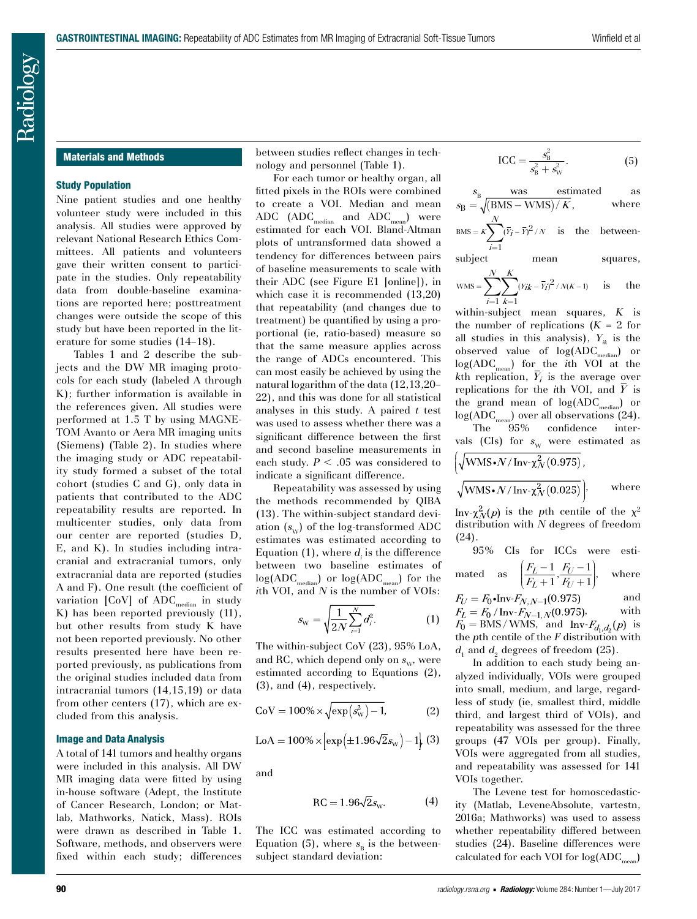## Materials and Methods

### Study Population

Nine patient studies and one healthy volunteer study were included in this analysis. All studies were approved by relevant National Research Ethics Committees. All patients and volunteers gave their written consent to participate in the studies. Only repeatability data from double-baseline examinations are reported here; posttreatment changes were outside the scope of this study but have been reported in the literature for some studies (14–18).

Tables 1 and 2 describe the subjects and the DW MR imaging protocols for each study (labeled A through K); further information is available in the references given. All studies were performed at 1.5 T by using MAGNETOM Avanto or Aera MR imaging units (Siemens) (Table 2). In studies where the imaging study or ADC repeatability study formed a subset of the total cohort (studies C and G), only data in patients that contributed to the ADC repeatability results are reported. In multicenter studies, only data from our center are reported (studies D, E, and K). In studies including intracranial and extracranial tumors, only extracranial data are reported (studies A and F). One result (the coefficient of variation [CoV] of $ADC_{median}$ in study K) has been reported previously (11), but other results from study K have not been reported previously. No other results presented here have been reported previously, as publications from the original studies included data from intracranial tumors (14,15,19) or data from other centers (17), which are excluded from this analysis.

### Image and Data Analysis

A total of 141 tumors and healthy organs were included in this analysis. All DW MR imaging data were fitted by using in-house software (Adept, the Institute of Cancer Research, London; or Matlab, Mathworks, Natick, Mass). ROIs were drawn as described in Table 1. Software, methods, and observers were fixed within each study; differences between studies reflect changes in technology and personnel (Table 1).

For each tumor or healthy organ, all fitted pixels in the ROIs were combined to create a VOI. Median and mean ADC ($ADC_{median}$ and $ADC_{mean}$) were estimated for each VOI. Bland-Altman plots of untransformed data showed a tendency for differences between pairs of baseline measurements to scale with their ADC (see Figure E1 [online]), in which case it is recommended (13,20) that repeatability (and changes due to treatment) be quantified by using a proportional (ie, ratio-based) measure so that the same measure applies across the range of ADCs encountered. This can most easily be achieved by using the natural logarithm of the data (12,13,20–22), and this was done for all statistical analyses in this study. A paired $t$ test was used to assess whether there was a significant difference between the first and second baseline measurements in each study. $P < .05$ was considered to indicate a significant difference.

Repeatability was assessed by using the methods recommended by QIBA (13). The within-subject standard deviation ($s_W$) of the log-transformed ADC estimates was estimated according to Equation (1), where $d_i$ is the difference between two baseline estimates of $\log(ADC_{median})$ or $\log(ADC_{mean})$ for the $i$th VOI, and $N$ is the number of VOIs:

$$s_W = \sqrt{\frac{1}{2N}\sum_{i=1}^{N} d_i^2}. \quad (1)$$

The within-subject CoV (23), 95% LoA, and RC, which depend only on $s_W$, were estimated according to Equations (2), (3), and (4), respectively.

$$\text{CoV} = 100\% \times \sqrt{\exp\left(s_W^2\right) - 1}, \quad (2)$$

$$\text{LoA} = 100\% \times \left[\exp\left(\pm 1.96\sqrt{2}s_W\right) - 1\right], \quad (3)$$

and

$$\text{RC} = 1.96\sqrt{2}s_W. \quad (4)$$

The ICC was estimated according to Equation (5), where $s_B$ is the between-subject standard deviation:

$$\text{ICC} = \frac{s_B^2}{s_B^2 + s_W^2}. \quad (5)$$

$s_B$ was estimated as $s_B = \sqrt{(\text{BMS} - \text{WMS})/K}$, where $\text{BMS} = K\sum_{i=1}^{N}(\bar{Y}_i - \bar{Y})^2/N$ is the between-subject mean squares, $\text{WMS} = \sum_{i=1}^{N}\sum_{k=1}^{K}(Y_{ik} - \bar{Y}_i)^2/N(K-1)$ is the within-subject mean squares, $K$ is the number of replications ($K = 2$ for all studies in this analysis), $Y_{ik}$ is the observed value of $\log(ADC_{median})$ or $\log(ADC_{mean})$ for the $i$th VOI at the $k$th replication, $\bar{Y}_i$ is the average over replications for the $i$th VOI, and $\bar{Y}$ is the grand mean of $\log(ADC_{median})$ or $\log(ADC_{mean})$ over all observations (24).

The 95% confidence intervals (CIs) for $s_W$ were estimated as $\left(\sqrt{\text{WMS}\cdot N/\text{Inv-}\chi_N^2(0.975)}, \sqrt{\text{WMS}\cdot N/\text{Inv-}\chi_N^2(0.025)}\right)$, where $\text{Inv-}\chi_N^2(p)$ is the $p$th centile of the $\chi^2$ distribution with $N$ degrees of freedom (24).

95% CIs for ICCs were estimated as $\left(\frac{F_L - 1}{F_L + 1}, \frac{F_U - 1}{F_U + 1}\right)$, where $F_U = F_0 \cdot \text{Inv-}F_{N,N-1}(0.975)$ and $F_L = F_0/\text{Inv-}F_{N-1,N}(0.975)$, with $F_0 = \text{BMS}/\text{WMS}$, and $\text{Inv-}F_{d_1,d_2}(p)$ is the $p$th centile of the $F$ distribution with $d_1$ and $d_2$ degrees of freedom (25).

In addition to each study being analyzed individually, VOIs were grouped into small, medium, and large, regardless of study (ie, smallest third, middle third, and largest third of VOIs), and repeatability was assessed for the three groups (47 VOIs per group). Finally, VOIs were aggregated from all studies, and repeatability was assessed for 141 VOIs together.

The Levene test for homoscedasticity (Matlab, LeveneAbsolute, vartestn, 2016a; Mathworks) was used to assess whether repeatability differed between studies (24). Baseline differences were calculated for each VOI for $\log(ADC_{mean})$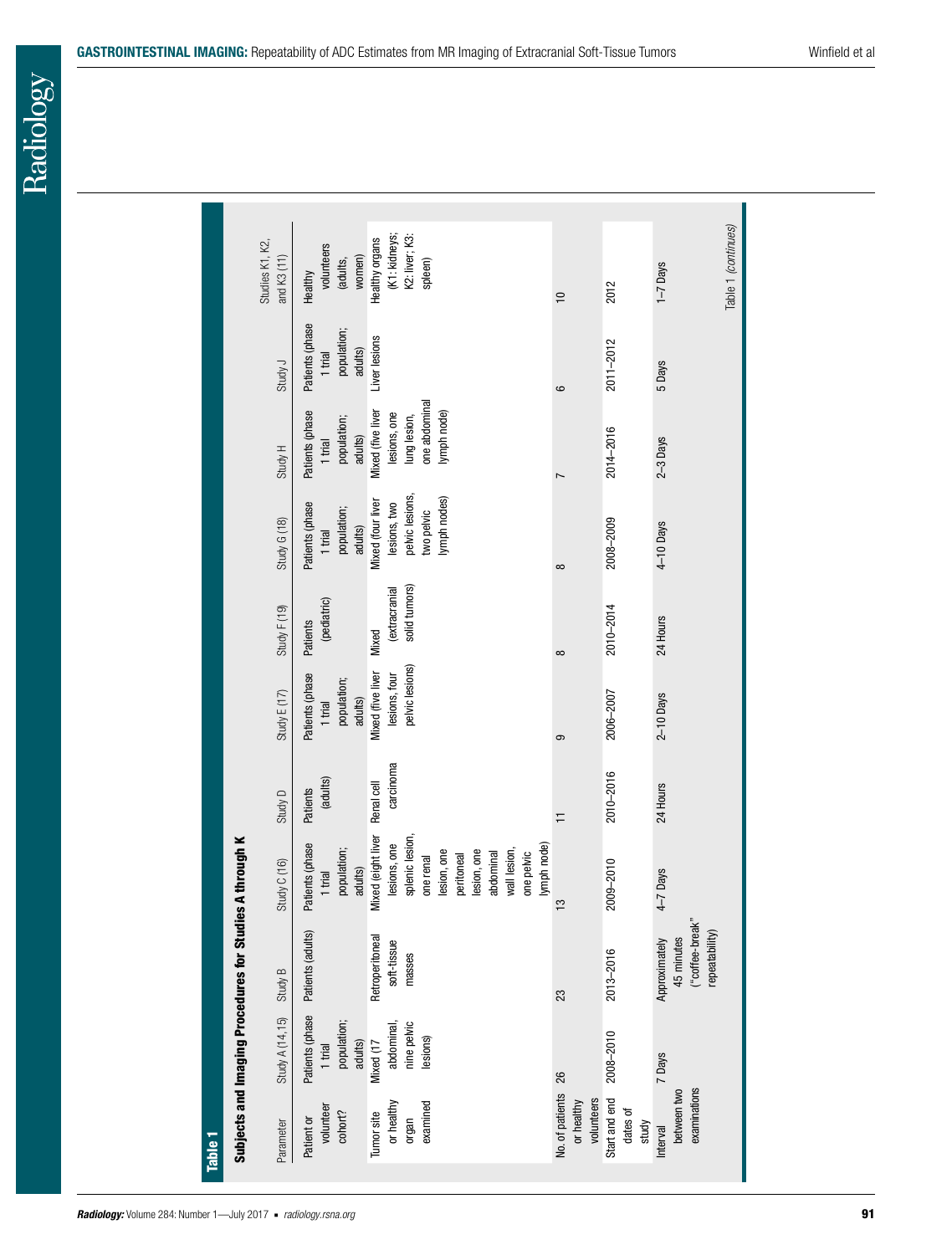**Table 1**

**Subjects and Imaging Procedures for Studies A through K**

| Parameter | Study A (14,15) | Study B | Study C (16) | Study D | Study E (17) | Study F (19) | Study G (18) | Study H | Study J | Studies K1, K2, and K3 (11) |
|---|---|---|---|---|---|---|---|---|---|---|
| Patient or volunteer cohort? | Patients (phase 1 trial population; adults) | Patients (adults) | Patients (phase 1 trial population; adults) | Patients (adults) | Patients (phase 1 trial population; adults) | Patients (pediatric) | Patients (phase 1 trial population; adults) | Patients (phase 1 trial population; adults) | Patients (phase 1 trial population; adults) | Healthy volunteers (adults, women) |
| Tumor site or healthy organ examined | Mixed (17 abdominal, nine pelvic lesions) | Retroperitoneal soft-tissue masses | Mixed (eight liver lesions, one splenic lesion, one renal lesion, one peritoneal lesion, one abdominal wall lesion, one pelvic lymph node) | Renal cell carcinoma | Mixed (five liver lesions, four pelvic lesions) | Mixed (extracranial solid tumors) | Mixed (four liver lesions, two pelvic lesions, two pelvic lymph nodes) | Mixed (five liver lesions, one lung lesion, one abdominal lymph node) | Liver lesions | Healthy organs (K1: kidneys; K2: liver; K3: spleen) |
| No. of patients or healthy volunteers | 26 | 23 | 13 | 11 | 9 | 8 | 8 | 7 | 6 | 10 |
| Start and end dates of study | 2008–2010 | 2013–2016 | 2009–2010 | 2010–2016 | 2006–2007 | 2010–2014 | 2008–2009 | 2014–2016 | 2011–2012 | 2012 |
| Interval between two examinations | 7 Days | Approximately 45 minutes ("coffee-break" repeatability) | 4–7 Days | 24 Hours | 2–10 Days | 24 Hours | 4–10 Days | 2–3 Days | 5 Days | 1–7 Days |

Table 1 *(continues)*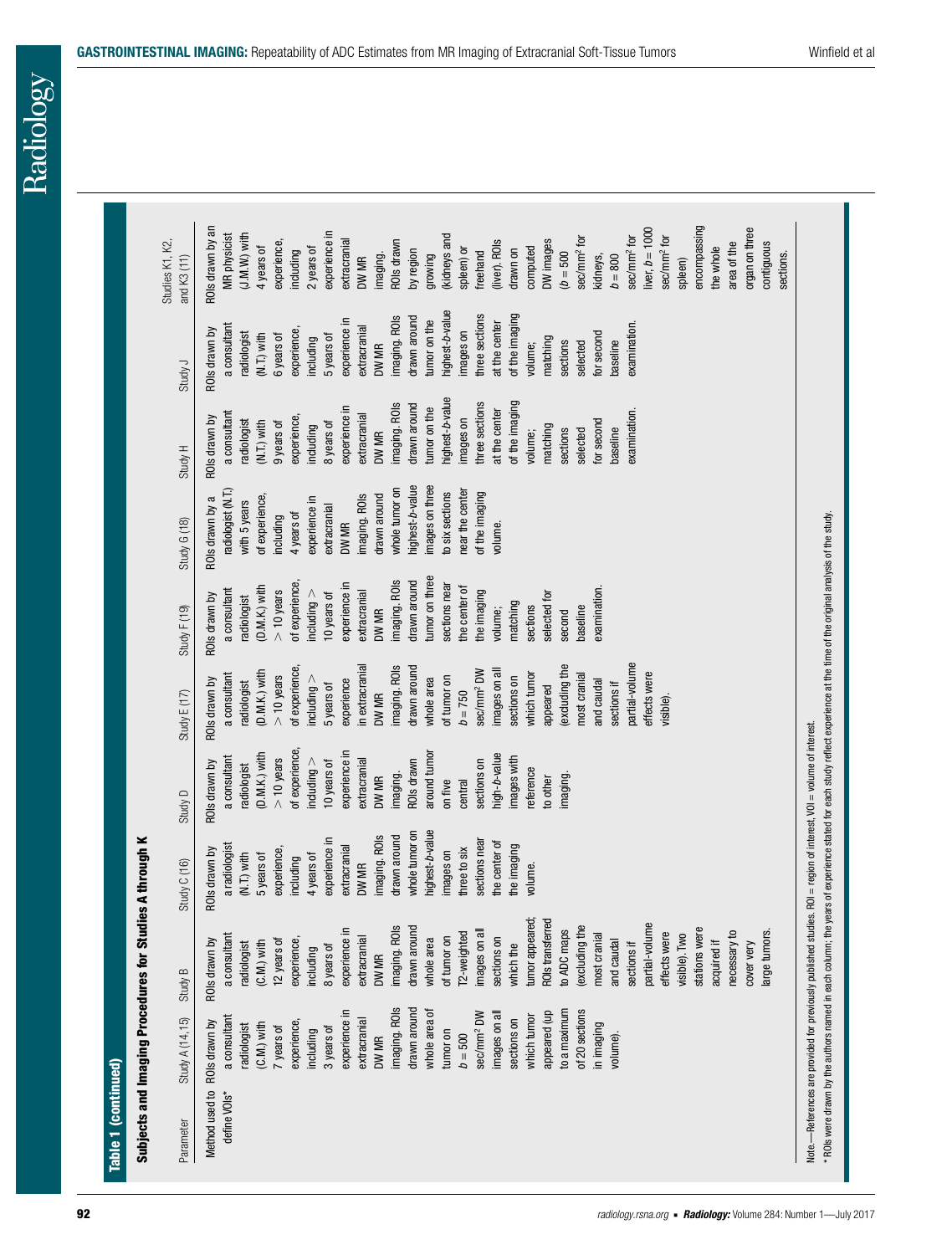**Table 1 (continued)**

**Subjects and Imaging Procedures for Studies A through K**

| Parameter | Study A (14,15) | Study B | Study C (16) | Study D | Study E (17) | Study F (19) | Study G (18) | Study H | Study J | Studies K1, K2, and K3 (11) |
|---|---|---|---|---|---|---|---|---|---|---|
| Method used to define VOIs* | ROIs drawn by a consultant radiologist (C.M.) with 7 years of experience, including 3 years of experience in extracranial DW MR imaging. ROIs drawn around whole area of tumor on $b = 500$ sec/mm² DW images on all sections on which tumor appeared (up to a maximum of 20 sections in imaging volume). | ROIs drawn by a consultant radiologist (C.M.) with 12 years of experience, including 8 years of experience in extracranial DW MR imaging. ROIs drawn around whole area of tumor on T2-weighted images on all sections on which the tumor appeared; ROIs transferred to ADC maps (excluding the most cranial and caudal sections if partial-volume effects were visible). Two stations were acquired if necessary to cover very large tumors. | ROIs drawn by a radiologist (N.T.) with 5 years of experience, including 4 years of experience in extracranial DW MR imaging. ROIs drawn around whole tumor on highest-*b*-value images on three to six sections near the center of the imaging volume. | ROIs drawn by a consultant radiologist (D.M.K.) with > 10 years of experience, including > 10 years of experience in extracranial DW MR imaging. ROIs drawn around tumor on five central sections on high-*b*-value images with reference to other imaging. | ROIs drawn by a consultant radiologist (D.M.K.) with > 10 years of experience, including > 5 years of experience in extracranial DW MR imaging. ROIs drawn around whole area of tumor on $b = 750$ sec/mm² DW images on all sections on which tumor appeared (excluding the most cranial and caudal sections if partial-volume effects were visible). | ROIs drawn by a consultant radiologist (D.M.K.) with > 10 years of experience, including > 10 years of experience in extracranial DW MR imaging. ROIs drawn around tumor on three sections near the center of the imaging volume; matching sections selected for second baseline examination. | ROIs drawn by a radiologist (N.T.) with 5 years of experience, including 4 years of experience in extracranial DW MR imaging. ROIs drawn around whole tumor on highest-*b*-value images on three to six sections near the center of the imaging volume. | ROIs drawn by a consultant radiologist (N.T.) with 9 years of experience, including 8 years of experience in extracranial DW MR imaging. ROIs drawn around tumor on the highest-*b*-value images on three sections at the center of the imaging volume; matching sections selected for second baseline examination. | ROIs drawn by a consultant radiologist (N.T.) with 6 years of experience, including 5 years of experience in extracranial DW MR imaging. ROIs drawn around tumor on the highest-*b*-value images on three sections at the center of the imaging volume; matching sections selected for second baseline examination. | ROIs drawn by an MR physicist (J.M.W.) with 4 years of experience, including 2 years of experience in extracranial DW MR imaging. ROIs drawn by region growing (kidneys and spleen) or freehand (liver). ROIs drawn on computed DW images ($b = 500$ sec/mm² for kidneys, $b = 800$ sec/mm² for liver, $b = 1000$ sec/mm² for spleen) encompassing the whole area of the organ on three contiguous sections. |

Note.—References are provided for previously published studies. ROI = region of interest, VOI = volume of interest.

* ROIs were drawn by the authors named in each column; the years of experience stated for each study reflect experience at the time of the original analysis of the study.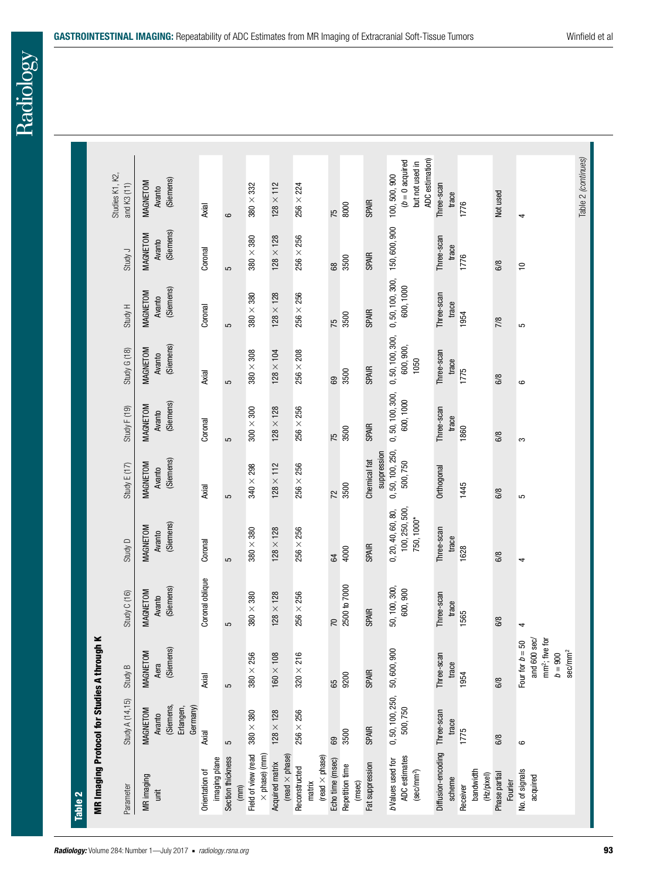**Table 2**

**MR Imaging Protocol for Studies A through K**

| Parameter | Study A (14,15) | Study B | Study C (16) | Study D | Study E (17) | Study F (19) | Study G (18) | Study H | Study J | Studies K1, K2, and K3 (11) |
|---|---|---|---|---|---|---|---|---|---|---|
| MR imaging unit | MAGNETOM Avanto (Siemens, Erlangen, Germany) | MAGNETOM Aera (Siemens) | MAGNETOM Avanto (Siemens) | MAGNETOM Avanto (Siemens) | MAGNETOM Avanto (Siemens) | MAGNETOM Avanto (Siemens) | MAGNETOM Avanto (Siemens) | MAGNETOM Avanto (Siemens) | MAGNETOM Avanto (Siemens) | MAGNETOM Avanto (Siemens) |
| Orientation of imaging plane | Axial | Axial | Coronal oblique | Coronal | Axial | Coronal | Axial | Coronal | Coronal | Axial |
| Section thickness (mm) | 5 | 5 | 5 | 5 | 5 | 5 | 5 | 5 | 5 | 6 |
| Field of view (read × phase) (mm) | 380 × 380 | 380 × 256 | 380 × 380 | 380 × 380 | 340 × 298 | 300 × 300 | 380 × 308 | 380 × 380 | 380 × 380 | 380 × 332 |
| Acquired matrix (read × phase) | 128 × 128 | 160 × 108 | 128 × 128 | 128 × 128 | 128 × 112 | 128 × 128 | 128 × 104 | 128 × 128 | 128 × 128 | 128 × 112 |
| Reconstructed matrix (read × phase) | 256 × 256 | 320 × 216 | 256 × 256 | 256 × 256 | 256 × 256 | 256 × 256 | 256 × 208 | 256 × 256 | 256 × 256 | 256 × 224 |
| Echo time (msec) | 69 | 65 | 70 | 64 | 72 | 75 | 69 | 75 | 68 | 75 |
| Repetition time (msec) | 3500 | 9200 | 2500 to 7000 | 4000 | 3500 | 3500 | 3500 | 3500 | 3500 | 8000 |
| Fat suppression | SPAIR | SPAIR | SPAIR | SPAIR | Chemical fat suppression | SPAIR | SPAIR | SPAIR | SPAIR | SPAIR |
| *b* Values used for ADC estimates (sec/mm$^2$) | 0, 50, 100, 250, 500, 750 | 50, 600, 900 | 50, 100, 300, 600, 900 | 0, 20, 40, 60, 80, 100, 250, 500, 750, 1000* | 0, 50, 100, 250, 500, 750 | 0, 50, 100, 300, 600, 1000 | 0, 50, 100, 300, 600, 900, 1050 | 0, 50, 100, 300, 600, 1000 | 150, 600, 900 | 100, 500, 900 (*b* = 0 acquired but not used in ADC estimation) |
| Diffusion-encoding scheme | Three-scan trace | Three-scan trace | Three-scan trace | Three-scan trace | Orthogonal | Three-scan trace | Three-scan trace | Three-scan trace | Three-scan trace | Three-scan trace |
| Receiver bandwidth (Hz/pixel) | 1775 | 1954 | 1565 | 1628 | 1445 | 1860 | 1775 | 1954 | 1776 | 1776 |
| Phase partial Fourier | 6/8 | 6/8 | 6/8 | 6/8 | 6/8 | 6/8 | 6/8 | 7/8 | 6/8 | Not used |
| No. of signals acquired | 6 | Four for *b* = 50 and 600 sec/mm$^2$; five for *b* = 900 sec/mm$^2$ | 4 | 4 | 5 | 3 | 6 | 5 | 10 | 4 |

Table 2 (continues)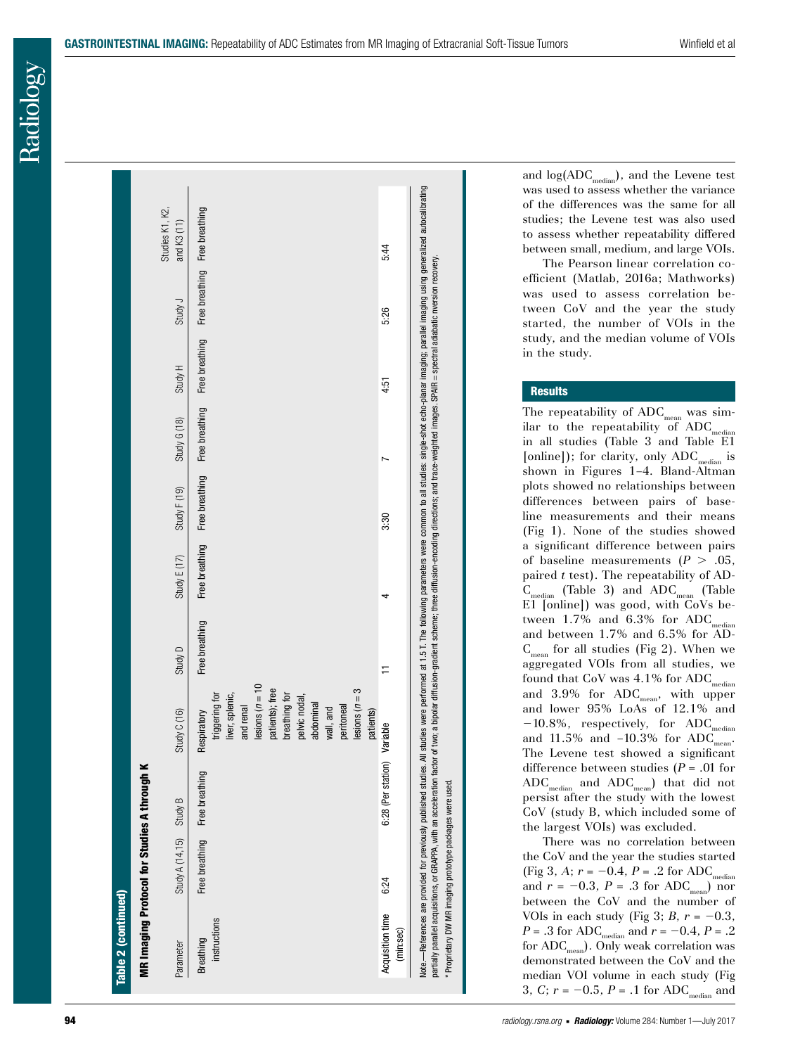**Table 2 (continued)**

**MR Imaging Protocol for Studies A through K**

| Parameter | Study A (14,15) | Study B | Study C (16) | Study D | Study E (17) | Study F (19) | Study G (18) | Study H | Study J | Studies K1, K2, and K3 (11) |
|---|---|---|---|---|---|---|---|---|---|---|
| Breathing instructions | Free breathing | Free breathing | Respiratory triggering for liver, splenic, and renal lesions ($n = 10$ patients); free breathing for pelvic nodal, abdominal wall, and peritoneal lesions ($n = 3$ patients) | Free breathing | Free breathing | Free breathing | Free breathing | Free breathing | Free breathing | Free breathing |
| Acquisition time (min:sec) | 6:24 | 6:28 (Per station) | Variable | 11 | 4 | 3:30 | 7 | 4:51 | 5:26 | 5:44 |

Note.—References are provided for previously published studies. All studies were performed at 1.5 T. The following parameters were common to all studies: single-shot echo-planar imaging; parallel imaging using generalized autocalibrating partially parallel acquisitions, or GRAPPA, with an acceleration factor of two; a bipolar diffusion-gradient scheme; three diffusion-encoding directions; and trace-weighted images. SPAIR = spectral adiabatic inversion recovery.

* Proprietary DW MR imaging prototype packages were used.

and log($ADC_{median}$), and the Levene test was used to assess whether the variance of the differences was the same for all studies; the Levene test was also used to assess whether repeatability differed between small, medium, and large VOIs.

The Pearson linear correlation coefficient (Matlab, 2016a; Mathworks) was used to assess correlation between CoV and the year the study started, the number of VOIs in the study, and the median volume of VOIs in the study.

## Results

The repeatability of $ADC_{mean}$ was similar to the repeatability of $ADC_{median}$ in all studies (Table 3 and Table E1 [online]); for clarity, only $ADC_{median}$ is shown in Figures 1–4. Bland-Altman plots showed no relationships between differences between pairs of baseline measurements and their means (Fig 1). None of the studies showed a significant difference between pairs of baseline measurements ($P > .05$, paired $t$ test). The repeatability of $ADC_{median}$ (Table 3) and $ADC_{mean}$ (Table E1 [online]) was good, with CoVs between 1.7% and 6.3% for $ADC_{median}$ and between 1.7% and 6.5% for $ADC_{mean}$ for all studies (Fig 2). When we aggregated VOIs from all studies, we found that CoV was 4.1% for $ADC_{median}$ and 3.9% for $ADC_{mean}$, with upper and lower 95% LoAs of 12.1% and −10.8%, respectively, for $ADC_{median}$ and 11.5% and −10.3% for $ADC_{mean}$. The Levene test showed a significant difference between studies ($P = .01$ for $ADC_{median}$ and $ADC_{mean}$) that did not persist after the study with the lowest CoV (study B, which included some of the largest VOIs) was excluded.

There was no correlation between the CoV and the year the studies started (Fig 3, $A$; $r = -0.4$, $P = .2$ for $ADC_{median}$ and $r = -0.3$, $P = .3$ for $ADC_{mean}$) nor between the CoV and the number of VOIs in each study (Fig 3; $B$, $r = -0.3$, $P = .3$ for $ADC_{median}$ and $r = -0.4$, $P = .2$ for $ADC_{mean}$). Only weak correlation was demonstrated between the CoV and the median VOI volume in each study (Fig 3, $C$; $r = -0.5$, $P = .1$ for $ADC_{median}$ and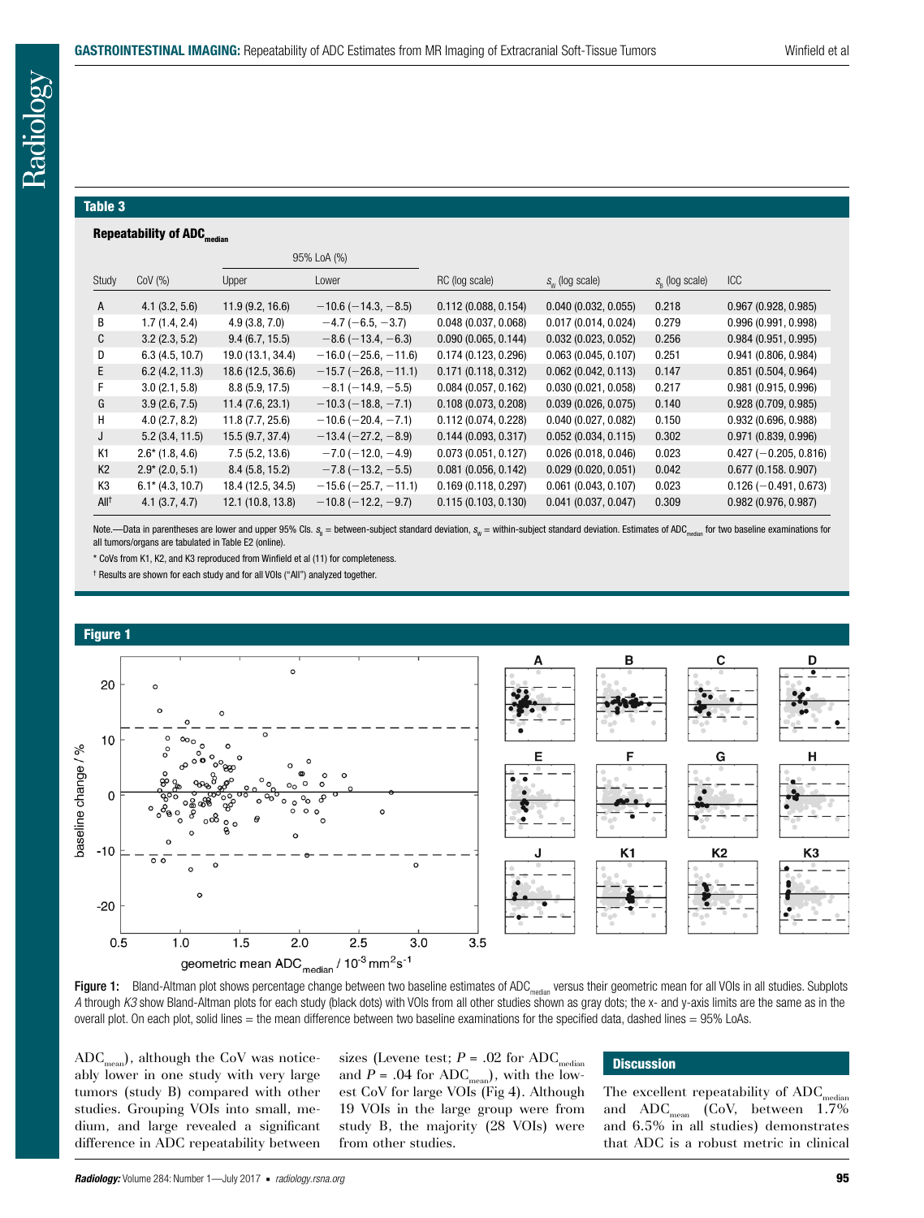**Table 3**

**Repeatability of $ADC_{median}$**

| Study | CoV (%) | 95% LoA (%) Upper | 95% LoA (%) Lower | RC (log scale) | $s_W$ (log scale) | $s_B$ (log scale) | ICC |
|---|---|---|---|---|---|---|---|
| A | 4.1 (3.2, 5.6) | 11.9 (9.2, 16.6) | −10.6 (−14.3, −8.5) | 0.112 (0.088, 0.154) | 0.040 (0.032, 0.055) | 0.218 | 0.967 (0.928, 0.985) |
| B | 1.7 (1.4, 2.4) | 4.9 (3.8, 7.0) | −4.7 (−6.5, −3.7) | 0.048 (0.037, 0.068) | 0.017 (0.014, 0.024) | 0.279 | 0.996 (0.991, 0.998) |
| C | 3.2 (2.3, 5.2) | 9.4 (6.7, 15.5) | −8.6 (−13.4, −6.3) | 0.090 (0.065, 0.144) | 0.032 (0.023, 0.052) | 0.256 | 0.984 (0.951, 0.995) |
| D | 6.3 (4.5, 10.7) | 19.0 (13.1, 34.4) | −16.0 (−25.6, −11.6) | 0.174 (0.123, 0.296) | 0.063 (0.045, 0.107) | 0.251 | 0.941 (0.806, 0.984) |
| E | 6.2 (4.2, 11.3) | 18.6 (12.5, 36.6) | −15.7 (−26.8, −11.1) | 0.171 (0.118, 0.312) | 0.062 (0.042, 0.113) | 0.147 | 0.851 (0.504, 0.964) |
| F | 3.0 (2.1, 5.8) | 8.8 (5.9, 17.5) | −8.1 (−14.9, −5.5) | 0.084 (0.057, 0.162) | 0.030 (0.021, 0.058) | 0.217 | 0.981 (0.915, 0.996) |
| G | 3.9 (2.6, 7.5) | 11.4 (7.6, 23.1) | −10.3 (−18.8, −7.1) | 0.108 (0.073, 0.208) | 0.039 (0.026, 0.075) | 0.140 | 0.928 (0.709, 0.985) |
| H | 4.0 (2.7, 8.2) | 11.8 (7.7, 25.6) | −10.6 (−20.4, −7.1) | 0.112 (0.074, 0.228) | 0.040 (0.027, 0.082) | 0.150 | 0.932 (0.696, 0.988) |
| J | 5.2 (3.4, 11.5) | 15.5 (9.7, 37.4) | −13.4 (−27.2, −8.9) | 0.144 (0.093, 0.317) | 0.052 (0.034, 0.115) | 0.302 | 0.971 (0.839, 0.996) |
| K1 | 2.6* (1.8, 4.6) | 7.5 (5.2, 13.6) | −7.0 (−12.0, −4.9) | 0.073 (0.051, 0.127) | 0.026 (0.018, 0.046) | 0.023 | 0.427 (−0.205, 0.816) |
| K2 | 2.9* (2.0, 5.1) | 8.4 (5.8, 15.2) | −7.8 (−13.2, −5.5) | 0.081 (0.056, 0.142) | 0.029 (0.020, 0.051) | 0.042 | 0.677 (0.158, 0.907) |
| K3 | 6.1* (4.3, 10.7) | 18.4 (12.5, 34.5) | −15.6 (−25.7, −11.1) | 0.169 (0.118, 0.297) | 0.061 (0.043, 0.107) | 0.023 | 0.126 (−0.491, 0.673) |
| All† | 4.1 (3.7, 4.7) | 12.1 (10.8, 13.8) | −10.8 (−12.2, −9.7) | 0.115 (0.103, 0.130) | 0.041 (0.037, 0.047) | 0.309 | 0.982 (0.976, 0.987) |

Note.—Data in parentheses are lower and upper 95% CIs. $s_B$ = between-subject standard deviation, $s_W$ = within-subject standard deviation. Estimates of $ADC_{median}$ for two baseline examinations for all tumors/organs are tabulated in Table E2 (online).

* CoVs from K1, K2, and K3 reproduced from Winfield et al (11) for completeness.

† Results are shown for each study and for all VOIs ("All") analyzed together.

**Figure 1**

Figure 1: Bland-Altman plot shows percentage change between two baseline estimates of $ADC_{median}$ versus their geometric mean for all VOIs in all studies. Subplots *A* through *K3* show Bland-Altman plots for each study (black dots) with VOIs from all other studies shown as gray dots; the x- and y-axis limits are the same as in the overall plot. On each plot, solid lines = the mean difference between two baseline examinations for the specified data, dashed lines = 95% LoAs.

$ADC_{mean}$), although the CoV was noticeably lower in one study with very large tumors (study B) compared with other studies. Grouping VOIs into small, medium, and large revealed a significant difference in ADC repeatability between sizes (Levene test; $P = .02$ for $ADC_{median}$ and $P = .04$ for $ADC_{mean}$), with the lowest CoV for large VOIs (Fig 4). Although 19 VOIs in the large group were from study B, the majority (28 VOIs) were from other studies.

## Discussion

The excellent repeatability of $ADC_{median}$ and $ADC_{mean}$ (CoV, between 1.7% and 6.5% in all studies) demonstrates that ADC is a robust metric in clinical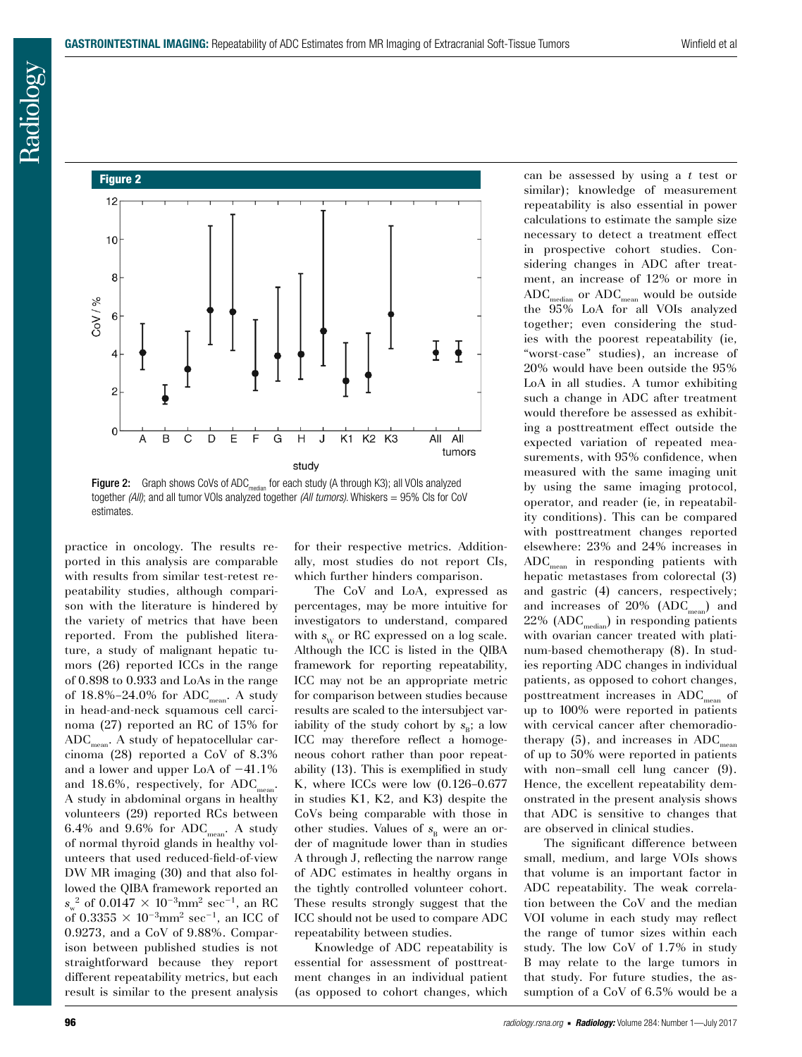**Figure 2**

Figure 2: Graph shows CoVs of $ADC_{median}$ for each study (A through K3); all VOIs analyzed together *(All)*; and all tumor VOIs analyzed together *(All tumors)*. Whiskers = 95% CIs for CoV estimates.

practice in oncology. The results reported in this analysis are comparable with results from similar test-retest repeatability studies, although comparison with the literature is hindered by the variety of metrics that have been reported. From the published literature, a study of malignant hepatic tumors (26) reported ICCs in the range of 0.898 to 0.933 and LoAs in the range of 18.8%–24.0% for $ADC_{mean}$. A study in head-and-neck squamous cell carcinoma (27) reported an RC of 15% for $ADC_{mean}$. A study of hepatocellular carcinoma (28) reported a CoV of 8.3% and a lower and upper LoA of −41.1% and 18.6%, respectively, for $ADC_{mean}$. A study in abdominal organs in healthy volunteers (29) reported RCs between 6.4% and 9.6% for $ADC_{mean}$. A study of normal thyroid glands in healthy volunteers that used reduced-field-of-view DW MR imaging (30) and that also followed the QIBA framework reported an $s_w^2$ of $0.0147 \times 10^{-3} mm^2 sec^{-1}$, an RC of $0.3355 \times 10^{-3} mm^2 sec^{-1}$, an ICC of 0.9273, and a CoV of 9.88%. Comparison between published studies is not straightforward because they report different repeatability metrics, but each result is similar to the present analysis for their respective metrics. Additionally, most studies do not report CIs, which further hinders comparison.

The CoV and LoA, expressed as percentages, may be more intuitive for investigators to understand, compared with $s_W$ or RC expressed on a log scale. Although the ICC is listed in the QIBA framework for reporting repeatability, ICC may not be an appropriate metric for comparison between studies because results are scaled to the intersubject variability of the study cohort by $s_B$; a low ICC may therefore reflect a homogeneous cohort rather than poor repeatability (13). This is exemplified in study K, where ICCs were low (0.126–0.677 in studies K1, K2, and K3) despite the CoVs being comparable with those in other studies. Values of $s_B$ were an order of magnitude lower than in studies A through J, reflecting the narrow range of ADC estimates in healthy organs in the tightly controlled volunteer cohort. These results strongly suggest that the ICC should not be used to compare ADC repeatability between studies.

Knowledge of ADC repeatability is essential for assessment of posttreatment changes in an individual patient (as opposed to cohort changes, which can be assessed by using a *t* test or similar); knowledge of measurement repeatability is also essential in power calculations to estimate the sample size necessary to detect a treatment effect in prospective cohort studies. Considering changes in ADC after treatment, an increase of 12% or more in $ADC_{median}$ or $ADC_{mean}$ would be outside the 95% LoA for all VOIs analyzed together; even considering the studies with the poorest repeatability (ie, "worst-case" studies), an increase of 20% would have been outside the 95% LoA in all studies. A tumor exhibiting such a change in ADC after treatment would therefore be assessed as exhibiting a posttreatment effect outside the expected variation of repeated measurements, with 95% confidence, when measured with the same imaging unit by using the same imaging protocol, operator, and reader (ie, in repeatability conditions). This can be compared with posttreatment changes reported elsewhere: 23% and 24% increases in $ADC_{mean}$ in responding patients with hepatic metastases from colorectal (3) and gastric (4) cancers, respectively; and increases of 20% ($ADC_{mean}$) and 22% ($ADC_{median}$) in responding patients with ovarian cancer treated with platinum-based chemotherapy (8). In studies reporting ADC changes in individual patients, as opposed to cohort changes, posttreatment increases in $ADC_{mean}$ of up to 100% were reported in patients with cervical cancer after chemoradiotherapy (5), and increases in $ADC_{mean}$ of up to 50% were reported in patients with non–small cell lung cancer (9). Hence, the excellent repeatability demonstrated in the present analysis shows that ADC is sensitive to changes that are observed in clinical studies.

The significant difference between small, medium, and large VOIs shows that volume is an important factor in ADC repeatability. The weak correlation between the CoV and the median VOI volume in each study may reflect the range of tumor sizes within each study. The low CoV of 1.7% in study B may relate to the large tumors in that study. For future studies, the assumption of a CoV of 6.5% would be a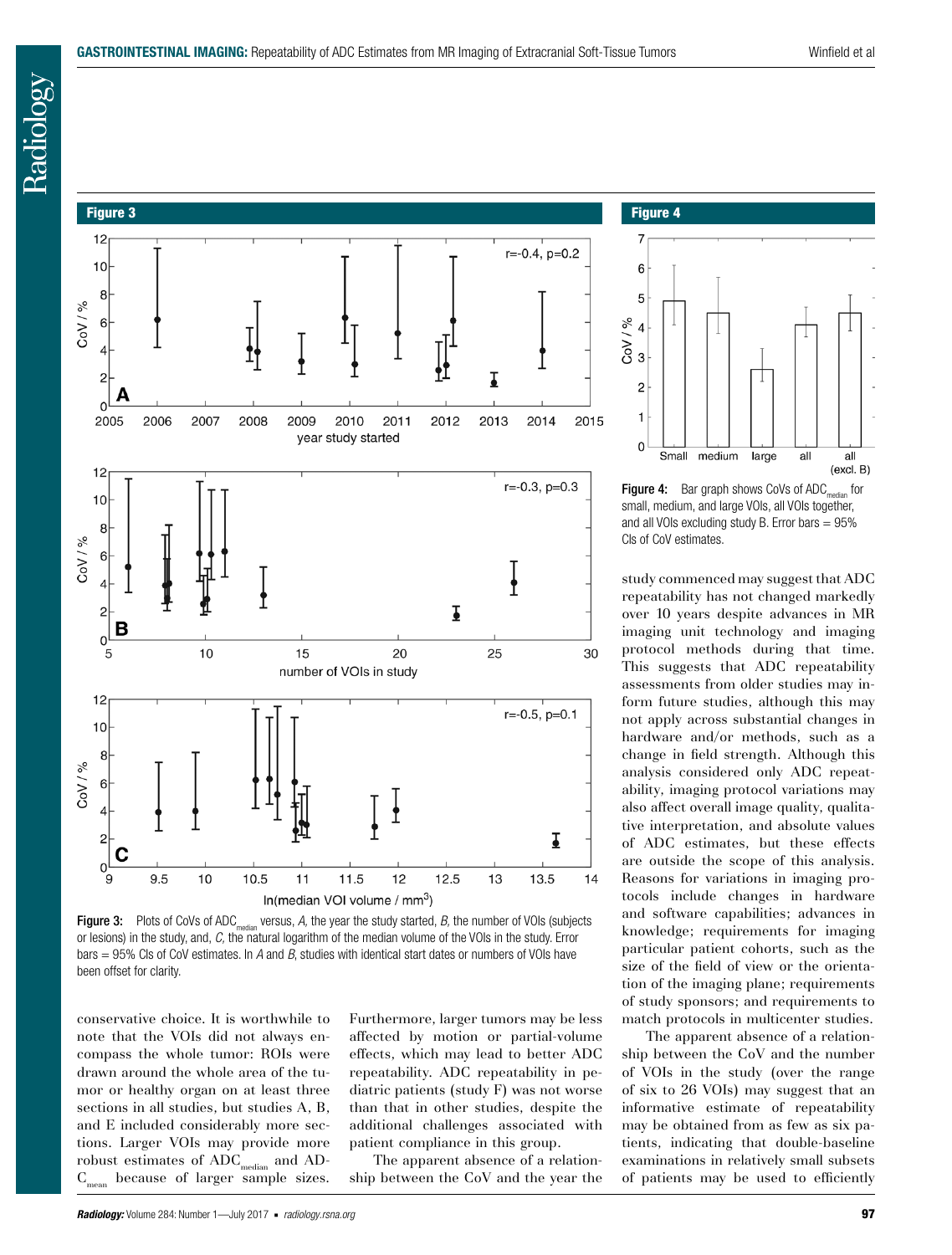**Figure 3**

**Figure 3:** Plots of CoVs of $ADC_{median}$ versus, *A,* the year the study started, *B,* the number of VOIs (subjects or lesions) in the study, and, *C,* the natural logarithm of the median volume of the VOIs in the study. Error bars = 95% CIs of CoV estimates. In *A* and *B*, studies with identical start dates or numbers of VOIs have been offset for clarity.

**Figure 4**

**Figure 4:** Bar graph shows CoVs of $ADC_{median}$ for small, medium, and large VOIs, all VOIs together, and all VOIs excluding study B. Error bars = 95% CIs of CoV estimates.

conservative choice. It is worthwhile to note that the VOIs did not always encompass the whole tumor: ROIs were drawn around the whole area of the tumor or healthy organ on at least three sections in all studies, but studies A, B, and E included considerably more sections. Larger VOIs may provide more robust estimates of $ADC_{median}$ and $ADC_{mean}$ because of larger sample sizes. Furthermore, larger tumors may be less affected by motion or partial-volume effects, which may lead to better ADC repeatability. ADC repeatability in pediatric patients (study F) was not worse than that in other studies, despite the additional challenges associated with patient compliance in this group.

The apparent absence of a relationship between the CoV and the year the study commenced may suggest that ADC repeatability has not changed markedly over 10 years despite advances in MR imaging unit technology and imaging protocol methods during that time. This suggests that ADC repeatability assessments from older studies may inform future studies, although this may not apply across substantial changes in hardware and/or methods, such as a change in field strength. Although this analysis considered only ADC repeatability, imaging protocol variations may also affect overall image quality, qualitative interpretation, and absolute values of ADC estimates, but these effects are outside the scope of this analysis. Reasons for variations in imaging protocols include changes in hardware and software capabilities; advances in knowledge; requirements for imaging particular patient cohorts, such as the size of the field of view or the orientation of the imaging plane; requirements of study sponsors; and requirements to match protocols in multicenter studies.

The apparent absence of a relationship between the CoV and the number of VOIs in the study (over the range of six to 26 VOIs) may suggest that an informative estimate of repeatability may be obtained from as few as six patients, indicating that double-baseline examinations in relatively small subsets of patients may be used to efficiently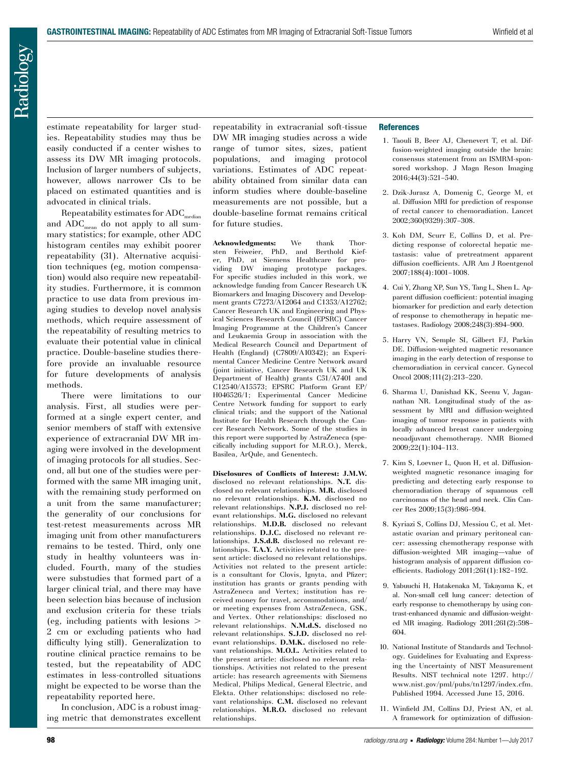estimate repeatability for larger studies. Repeatability studies may thus be easily conducted if a center wishes to assess its DW MR imaging protocols. Inclusion of larger numbers of subjects, however, allows narrower CIs to be placed on estimated quantities and is advocated in clinical trials.

Repeatability estimates for $ADC_{median}$ and $ADC_{mean}$ do not apply to all summary statistics; for example, other ADC histogram centiles may exhibit poorer repeatability (31). Alternative acquisition techniques (eg, motion compensation) would also require new repeatability studies. Furthermore, it is common practice to use data from previous imaging studies to develop novel analysis methods, which require assessment of the repeatability of resulting metrics to evaluate their potential value in clinical practice. Double-baseline studies therefore provide an invaluable resource for future developments of analysis methods.

There were limitations to our analysis. First, all studies were performed at a single expert center, and senior members of staff with extensive experience of extracranial DW MR imaging were involved in the development of imaging protocols for all studies. Second, all but one of the studies were performed with the same MR imaging unit, with the remaining study performed on a unit from the same manufacturer; the generality of our conclusions for test-retest measurements across MR imaging unit from other manufacturers remains to be tested. Third, only one study in healthy volunteers was included. Fourth, many of the studies were substudies that formed part of a larger clinical trial, and there may have been selection bias because of inclusion and exclusion criteria for these trials (eg, including patients with lesions > 2 cm or excluding patients who had difficulty lying still). Generalization to routine clinical practice remains to be tested, but the repeatability of ADC estimates in less-controlled situations might be expected to be worse than the repeatability reported here.

In conclusion, ADC is a robust imaging metric that demonstrates excellent repeatability in extracranial soft-tissue DW MR imaging studies across a wide range of tumor sites, sizes, patient populations, and imaging protocol variations. Estimates of ADC repeatability obtained from similar data can inform studies where double-baseline measurements are not possible, but a double-baseline format remains critical for future studies.

**Acknowledgments:** We thank Thorsten Feiweier, PhD, and Berthold Kiefer, PhD, at Siemens Healthcare for providing DW imaging prototype packages. For specific studies included in this work, we acknowledge funding from Cancer Research UK Biomarkers and Imaging Discovery and Development grants C7273/A12064 and C1353/A12762; Cancer Research UK and Engineering and Physical Sciences Research Council (EPSRC) Cancer Imaging Programme at the Children's Cancer and Leukaemia Group in association with the Medical Research Council and Department of Health (England) (C7809/A10342); an Experimental Cancer Medicine Centre Network award (joint initiative, Cancer Research UK and UK Department of Health) grants C51/A7401 and C12540/A15573; EPSRC Platform Grant EP/H046526/1; Experimental Cancer Medicine Centre Network funding for support to early clinical trials; and the support of the National Institute for Health Research through the Cancer Research Network. Some of the studies in this report were supported by AstraZeneca (specifically including support for M.R.O.), Merck, Basilea, ArQule, and Genentech.

**Disclosures of Conflicts of Interest:** **J.M.W.** disclosed no relevant relationships. **N.T.** disclosed no relevant relationships. **M.R.** disclosed no relevant relationships. **K.M.** disclosed no relevant relationships. **N.P.J.** disclosed no relevant relationships. **M.G.** disclosed no relevant relationships. **M.D.B.** disclosed no relevant relationships. **D.J.C.** disclosed no relevant relationships. **J.S.d.B.** disclosed no relevant relationships. **T.A.Y.** Activities related to the present article: disclosed no relevant relationships. Activities not related to the present article: is a consultant for Clovis, Ignyta, and Pfizer; institution has grants or grants pending with AstraZeneca and Vertex; institution has received money for travel, accommodations, and/or meeting expenses from AstraZeneca, GSK, and Vertex. Other relationships: disclosed no relevant relationships. **N.M.d.S.** disclosed no relevant relationships. **S.J.D.** disclosed no relevant relationships. **D.M.K.** disclosed no relevant relationships. **M.O.L.** Activities related to the present article: disclosed no relevant relationships. Activities not related to the present article: has research agreements with Siemens Medical, Philips Medical, General Electric, and Elekta. Other relationships: disclosed no relevant relationships. **C.M.** disclosed no relevant relationships. **M.R.O.** disclosed no relevant relationships.

## References

1. Taouli B, Beer AJ, Chenevert T, et al. Diffusion-weighted imaging outside the brain: consensus statement from an ISMRM-sponsored workshop. J Magn Reson Imaging 2016;44(3):521–540.
2. Dzik-Jurasz A, Domenig C, George M, et al. Diffusion MRI for prediction of response of rectal cancer to chemoradiation. Lancet 2002;360(9329):307–308.
3. Koh DM, Scurr E, Collins D, et al. Predicting response of colorectal hepatic metastasis: value of pretreatment apparent diffusion coefficients. AJR Am J Roentgenol 2007;188(4):1001–1008.
4. Cui Y, Zhang XP, Sun YS, Tang L, Shen L. Apparent diffusion coefficient: potential imaging biomarker for prediction and early detection of response to chemotherapy in hepatic metastases. Radiology 2008;248(3):894–900.
5. Harry VN, Semple SI, Gilbert FJ, Parkin DE. Diffusion-weighted magnetic resonance imaging in the early detection of response to chemoradiation in cervical cancer. Gynecol Oncol 2008;111(2):213–220.
6. Sharma U, Danishad KK, Seenu V, Jagannathan NR. Longitudinal study of the assessment by MRI and diffusion-weighted imaging of tumor response in patients with locally advanced breast cancer undergoing neoadjuvant chemotherapy. NMR Biomed 2009;22(1):104–113.
7. Kim S, Loevner L, Quon H, et al. Diffusion-weighted magnetic resonance imaging for predicting and detecting early response to chemoradiation therapy of squamous cell carcinomas of the head and neck. Clin Cancer Res 2009;15(3):986–994.
8. Kyriazi S, Collins DJ, Messiou C, et al. Metastatic ovarian and primary peritoneal cancer: assessing chemotherapy response with diffusion-weighted MR imaging—value of histogram analysis of apparent diffusion coefficients. Radiology 2011;261(1):182–192.
9. Yabuuchi H, Hatakenaka M, Takayama K, et al. Non-small cell lung cancer: detection of early response to chemotherapy by using contrast-enhanced dynamic and diffusion-weighted MR imaging. Radiology 2011;261(2):598–604.
10. National Institute of Standards and Technology. Guidelines for Evaluating and Expressing the Uncertainty of NIST Measurement Results. NIST technical note 1297. http://www.nist.gov/pml/pubs/tn1297/index.cfm. Published 1994. Accessed June 15, 2016.
11. Winfield JM, Collins DJ, Priest AN, et al. A framework for optimization of diffusion-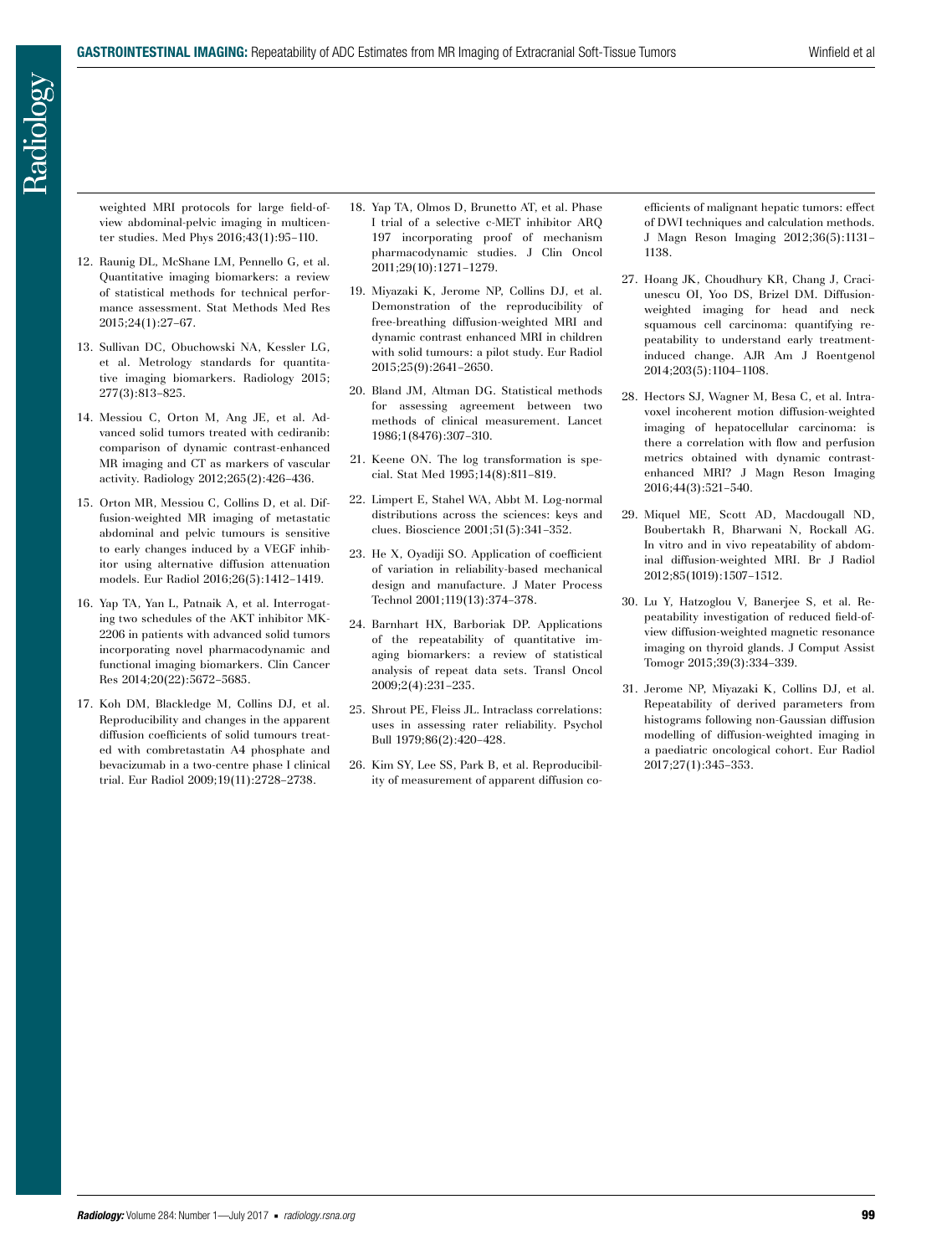weighted MRI protocols for large field-of-view abdominal-pelvic imaging in multicenter studies. Med Phys 2016;43(1):95–110.

12. Raunig DL, McShane LM, Pennello G, et al. Quantitative imaging biomarkers: a review of statistical methods for technical performance assessment. Stat Methods Med Res 2015;24(1):27–67.

13. Sullivan DC, Obuchowski NA, Kessler LG, et al. Metrology standards for quantitative imaging biomarkers. Radiology 2015; 277(3):813–825.

14. Messiou C, Orton M, Ang JE, et al. Advanced solid tumors treated with cediranib: comparison of dynamic contrast-enhanced MR imaging and CT as markers of vascular activity. Radiology 2012;265(2):426–436.

15. Orton MR, Messiou C, Collins D, et al. Diffusion-weighted MR imaging of metastatic abdominal and pelvic tumours is sensitive to early changes induced by a VEGF inhibitor using alternative diffusion attenuation models. Eur Radiol 2016;26(5):1412–1419.

16. Yap TA, Yan L, Patnaik A, et al. Interrogating two schedules of the AKT inhibitor MK-2206 in patients with advanced solid tumors incorporating novel pharmacodynamic and functional imaging biomarkers. Clin Cancer Res 2014;20(22):5672–5685.

17. Koh DM, Blackledge M, Collins DJ, et al. Reproducibility and changes in the apparent diffusion coefficients of solid tumours treated with combretastatin A4 phosphate and bevacizumab in a two-centre phase I clinical trial. Eur Radiol 2009;19(11):2728–2738.

18. Yap TA, Olmos D, Brunetto AT, et al. Phase I trial of a selective c-MET inhibitor ARQ 197 incorporating proof of mechanism pharmacodynamic studies. J Clin Oncol 2011;29(10):1271–1279.

19. Miyazaki K, Jerome NP, Collins DJ, et al. Demonstration of the reproducibility of free-breathing diffusion-weighted MRI and dynamic contrast enhanced MRI in children with solid tumours: a pilot study. Eur Radiol 2015;25(9):2641–2650.

20. Bland JM, Altman DG. Statistical methods for assessing agreement between two methods of clinical measurement. Lancet 1986;1(8476):307–310.

21. Keene ON. The log transformation is special. Stat Med 1995;14(8):811–819.

22. Limpert E, Stahel WA, Abbt M. Log-normal distributions across the sciences: keys and clues. Bioscience 2001;51(5):341–352.

23. He X, Oyadiji SO. Application of coefficient of variation in reliability-based mechanical design and manufacture. J Mater Process Technol 2001;119(13):374–378.

24. Barnhart HX, Barboriak DP. Applications of the repeatability of quantitative imaging biomarkers: a review of statistical analysis of repeat data sets. Transl Oncol 2009;2(4):231–235.

25. Shrout PE, Fleiss JL. Intraclass correlations: uses in assessing rater reliability. Psychol Bull 1979;86(2):420–428.

26. Kim SY, Lee SS, Park B, et al. Reproducibility of measurement of apparent diffusion coefficients of malignant hepatic tumors: effect of DWI techniques and calculation methods. J Magn Reson Imaging 2012;36(5):1131–1138.

27. Hoang JK, Choudhury KR, Chang J, Craciunescu OI, Yoo DS, Brizel DM. Diffusion-weighted imaging for head and neck squamous cell carcinoma: quantifying repeatability to understand early treatment-induced change. AJR Am J Roentgenol 2014;203(5):1104–1108.

28. Hectors SJ, Wagner M, Besa C, et al. Intravoxel incoherent motion diffusion-weighted imaging of hepatocellular carcinoma: is there a correlation with flow and perfusion metrics obtained with dynamic contrast-enhanced MRI? J Magn Reson Imaging 2016;44(3):521–540.

29. Miquel ME, Scott AD, Macdougall ND, Boubertakh R, Bharwani N, Rockall AG. In vitro and in vivo repeatability of abdominal diffusion-weighted MRI. Br J Radiol 2012;85(1019):1507–1512.

30. Lu Y, Hatzoglou V, Banerjee S, et al. Repeatability investigation of reduced field-of-view diffusion-weighted magnetic resonance imaging on thyroid glands. J Comput Assist Tomogr 2015;39(3):334–339.

31. Jerome NP, Miyazaki K, Collins DJ, et al. Repeatability of derived parameters from histograms following non-Gaussian diffusion modelling of diffusion-weighted imaging in a paediatric oncological cohort. Eur Radiol 2017;27(1):345–353.